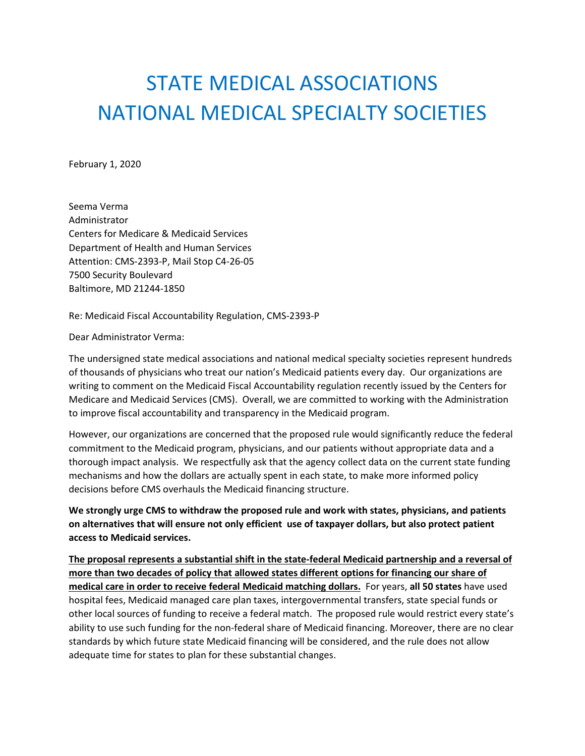# STATE MEDICAL ASSOCIATIONS
# NATIONAL MEDICAL SPECIALTY SOCIETIES

February 1, 2020

Seema Verma
Administrator
Centers for Medicare & Medicaid Services
Department of Health and Human Services
Attention: CMS-2393-P, Mail Stop C4-26-05
7500 Security Boulevard
Baltimore, MD 21244-1850

Re: Medicaid Fiscal Accountability Regulation, CMS-2393-P

Dear Administrator Verma:

The undersigned state medical associations and national medical specialty societies represent hundreds of thousands of physicians who treat our nation's Medicaid patients every day. Our organizations are writing to comment on the Medicaid Fiscal Accountability regulation recently issued by the Centers for Medicare and Medicaid Services (CMS). Overall, we are committed to working with the Administration to improve fiscal accountability and transparency in the Medicaid program.

However, our organizations are concerned that the proposed rule would significantly reduce the federal commitment to the Medicaid program, physicians, and our patients without appropriate data and a thorough impact analysis. We respectfully ask that the agency collect data on the current state funding mechanisms and how the dollars are actually spent in each state, to make more informed policy decisions before CMS overhauls the Medicaid financing structure.

**We strongly urge CMS to withdraw the proposed rule and work with states, physicians, and patients on alternatives that will ensure not only efficient use of taxpayer dollars, but also protect patient access to Medicaid services.**

<u>**The proposal represents a substantial shift in the state-federal Medicaid partnership and a reversal of more than two decades of policy that allowed states different options for financing our share of medical care in order to receive federal Medicaid matching dollars.**</u> For years, **all 50 states** have used hospital fees, Medicaid managed care plan taxes, intergovernmental transfers, state special funds or other local sources of funding to receive a federal match. The proposed rule would restrict every state's ability to use such funding for the non-federal share of Medicaid financing. Moreover, there are no clear standards by which future state Medicaid financing will be considered, and the rule does not allow adequate time for states to plan for these substantial changes.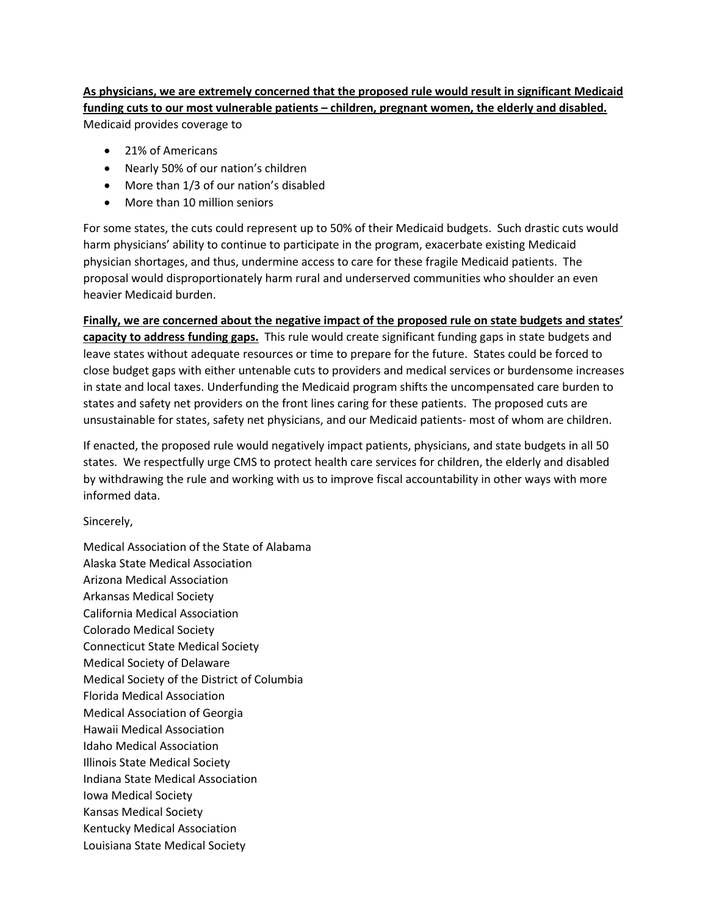**<u>As physicians, we are extremely concerned that the proposed rule would result in significant Medicaid funding cuts to our most vulnerable patients – children, pregnant women, the elderly and disabled.</u>** Medicaid provides coverage to

- 21% of Americans
- Nearly 50% of our nation's children
- More than 1/3 of our nation's disabled
- More than 10 million seniors

For some states, the cuts could represent up to 50% of their Medicaid budgets. Such drastic cuts would harm physicians' ability to continue to participate in the program, exacerbate existing Medicaid physician shortages, and thus, undermine access to care for these fragile Medicaid patients. The proposal would disproportionately harm rural and underserved communities who shoulder an even heavier Medicaid burden.

**<u>Finally, we are concerned about the negative impact of the proposed rule on state budgets and states' capacity to address funding gaps.</u>** This rule would create significant funding gaps in state budgets and leave states without adequate resources or time to prepare for the future. States could be forced to close budget gaps with either untenable cuts to providers and medical services or burdensome increases in state and local taxes. Underfunding the Medicaid program shifts the uncompensated care burden to states and safety net providers on the front lines caring for these patients. The proposed cuts are unsustainable for states, safety net physicians, and our Medicaid patients- most of whom are children.

If enacted, the proposed rule would negatively impact patients, physicians, and state budgets in all 50 states. We respectfully urge CMS to protect health care services for children, the elderly and disabled by withdrawing the rule and working with us to improve fiscal accountability in other ways with more informed data.

Sincerely,

Medical Association of the State of Alabama
Alaska State Medical Association
Arizona Medical Association
Arkansas Medical Society
California Medical Association
Colorado Medical Society
Connecticut State Medical Society
Medical Society of Delaware
Medical Society of the District of Columbia
Florida Medical Association
Medical Association of Georgia
Hawaii Medical Association
Idaho Medical Association
Illinois State Medical Society
Indiana State Medical Association
Iowa Medical Society
Kansas Medical Society
Kentucky Medical Association
Louisiana State Medical Society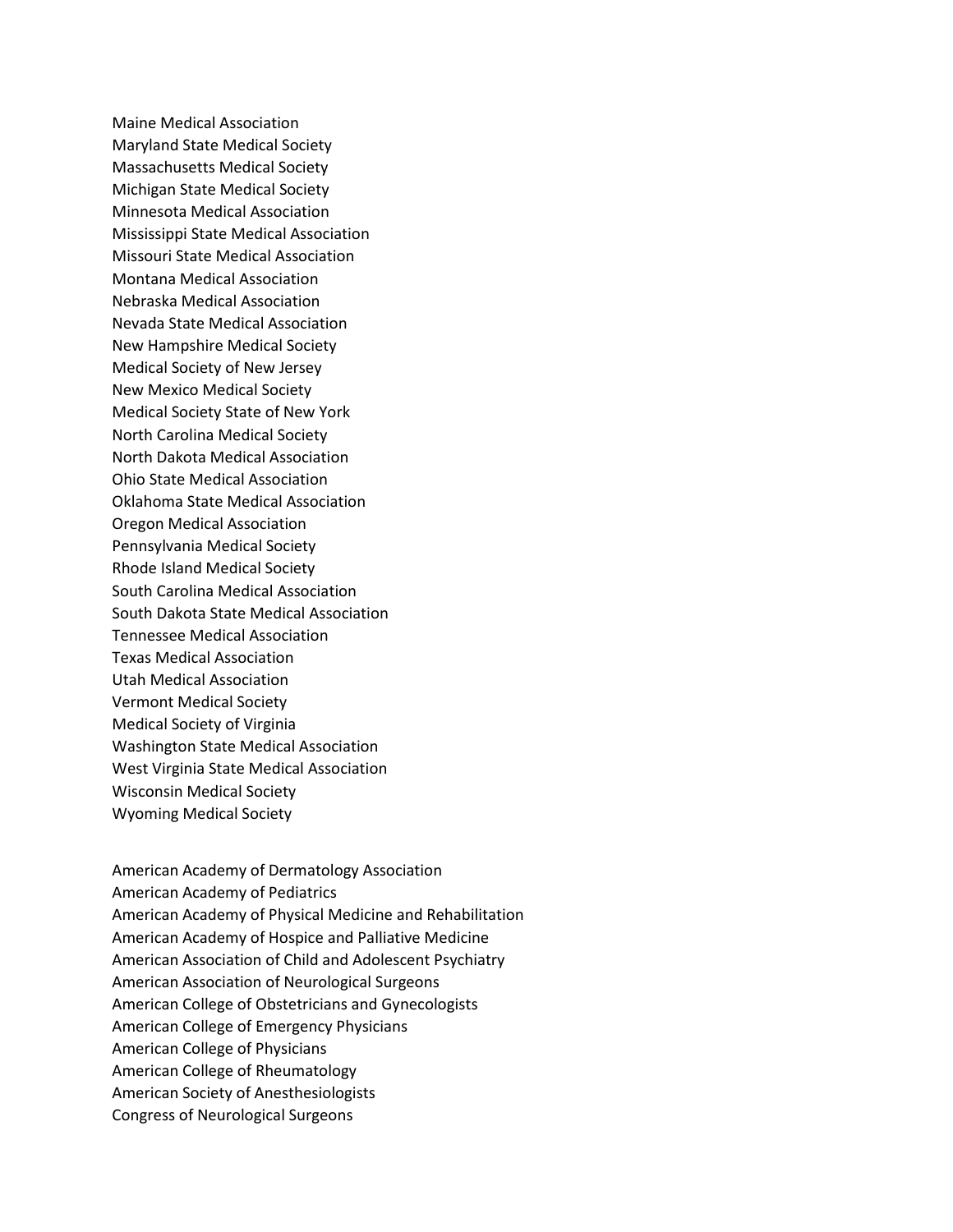Maine Medical Association
Maryland State Medical Society
Massachusetts Medical Society
Michigan State Medical Society
Minnesota Medical Association
Mississippi State Medical Association
Missouri State Medical Association
Montana Medical Association
Nebraska Medical Association
Nevada State Medical Association
New Hampshire Medical Society
Medical Society of New Jersey
New Mexico Medical Society
Medical Society State of New York
North Carolina Medical Society
North Dakota Medical Association
Ohio State Medical Association
Oklahoma State Medical Association
Oregon Medical Association
Pennsylvania Medical Society
Rhode Island Medical Society
South Carolina Medical Association
South Dakota State Medical Association
Tennessee Medical Association
Texas Medical Association
Utah Medical Association
Vermont Medical Society
Medical Society of Virginia
Washington State Medical Association
West Virginia State Medical Association
Wisconsin Medical Society
Wyoming Medical Society

American Academy of Dermatology Association
American Academy of Pediatrics
American Academy of Physical Medicine and Rehabilitation
American Academy of Hospice and Palliative Medicine
American Association of Child and Adolescent Psychiatry
American Association of Neurological Surgeons
American College of Obstetricians and Gynecologists
American College of Emergency Physicians
American College of Physicians
American College of Rheumatology
American Society of Anesthesiologists
Congress of Neurological Surgeons